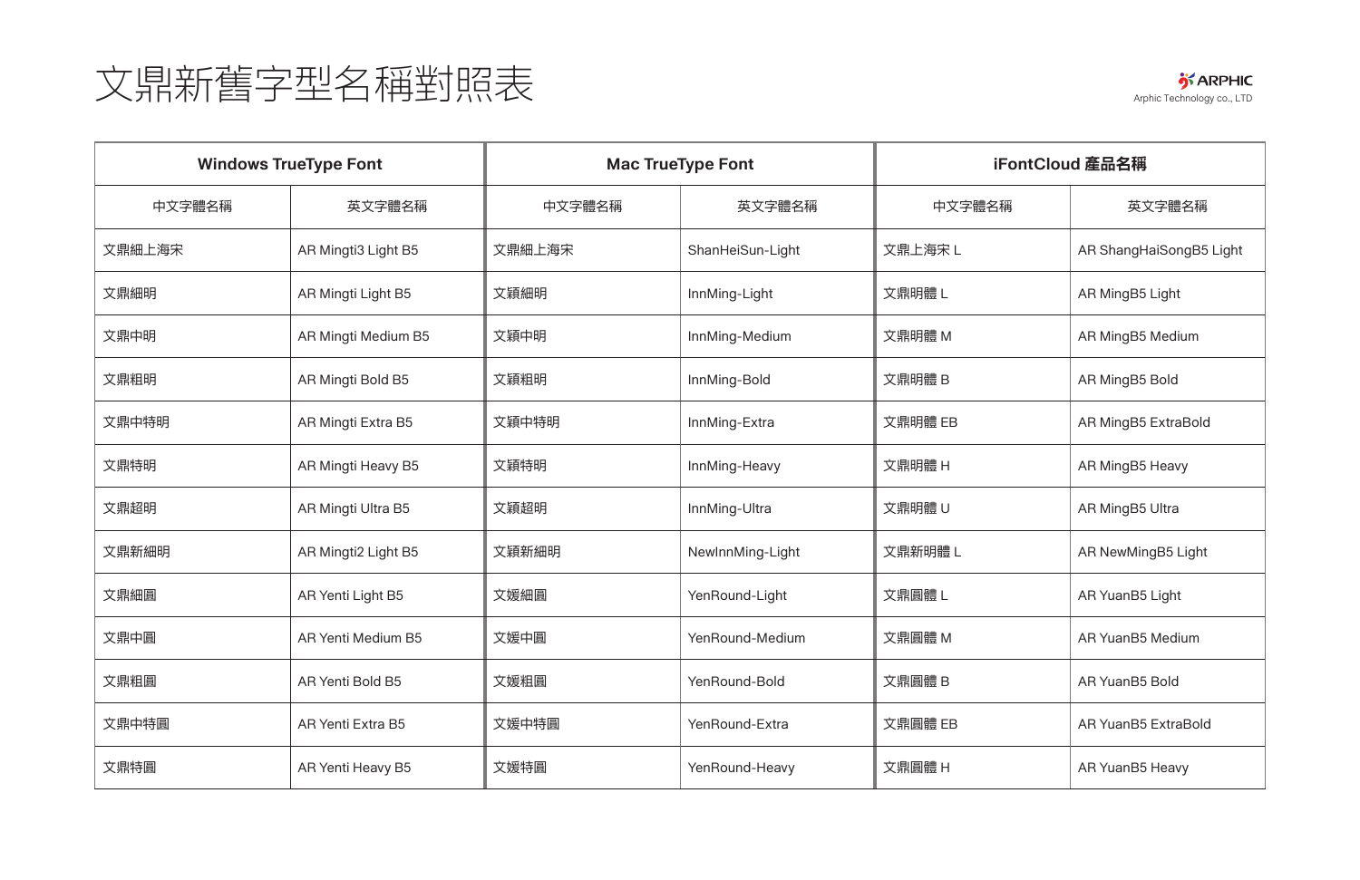# 文鼎新舊字型名稱對照表

ARPHIC
Arphic Technology co., LTD

| Windows TrueType Font | | Mac TrueType Font | | iFontCloud 產品名稱 | |
|---|---|---|---|---|---|
| 中文字體名稱 | 英文字體名稱 | 中文字體名稱 | 英文字體名稱 | 中文字體名稱 | 英文字體名稱 |
| 文鼎細上海宋 | AR Mingti3 Light B5 | 文鼎細上海宋 | ShanHeiSun-Light | 文鼎上海宋 L | AR ShangHaiSongB5 Light |
| 文鼎細明 | AR Mingti Light B5 | 文穎細明 | InnMing-Light | 文鼎明體 L | AR MingB5 Light |
| 文鼎中明 | AR Mingti Medium B5 | 文穎中明 | InnMing-Medium | 文鼎明體 M | AR MingB5 Medium |
| 文鼎粗明 | AR Mingti Bold B5 | 文穎粗明 | InnMing-Bold | 文鼎明體 B | AR MingB5 Bold |
| 文鼎中特明 | AR Mingti Extra B5 | 文穎中特明 | InnMing-Extra | 文鼎明體 EB | AR MingB5 ExtraBold |
| 文鼎特明 | AR Mingti Heavy B5 | 文穎特明 | InnMing-Heavy | 文鼎明體 H | AR MingB5 Heavy |
| 文鼎超明 | AR Mingti Ultra B5 | 文穎超明 | InnMing-Ultra | 文鼎明體 U | AR MingB5 Ultra |
| 文鼎新細明 | AR Mingti2 Light B5 | 文穎新細明 | NewInnMing-Light | 文鼎新明體 L | AR NewMingB5 Light |
| 文鼎細圓 | AR Yenti Light B5 | 文媛細圓 | YenRound-Light | 文鼎圓體 L | AR YuanB5 Light |
| 文鼎中圓 | AR Yenti Medium B5 | 文媛中圓 | YenRound-Medium | 文鼎圓體 M | AR YuanB5 Medium |
| 文鼎粗圓 | AR Yenti Bold B5 | 文媛粗圓 | YenRound-Bold | 文鼎圓體 B | AR YuanB5 Bold |
| 文鼎中特圓 | AR Yenti Extra B5 | 文媛中特圓 | YenRound-Extra | 文鼎圓體 EB | AR YuanB5 ExtraBold |
| 文鼎特圓 | AR Yenti Heavy B5 | 文媛特圓 | YenRound-Heavy | 文鼎圓體 H | AR YuanB5 Heavy |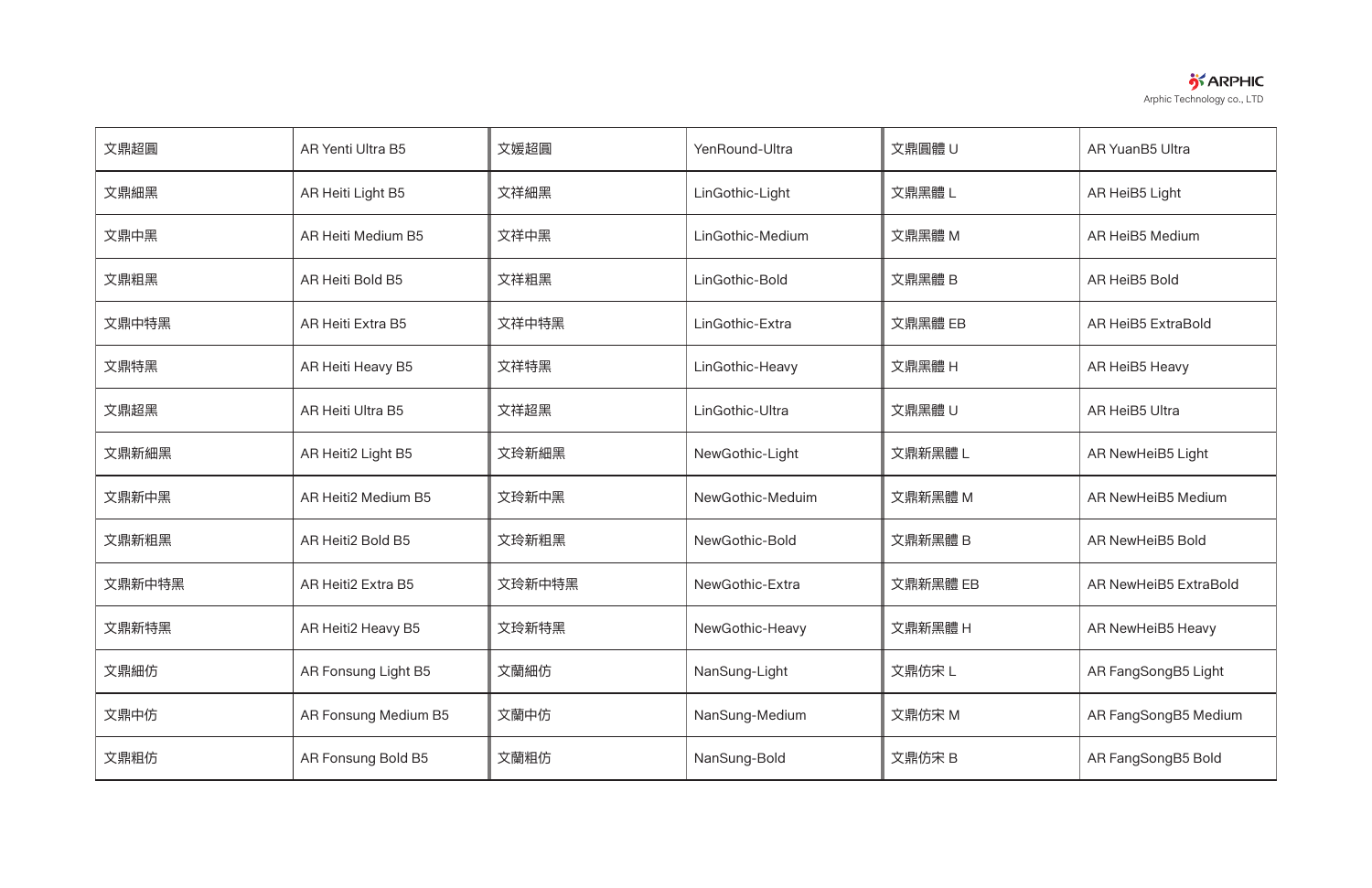| 文鼎超圓 | AR Yenti Ultra B5 | 文媛超圓 | YenRound-Ultra | 文鼎圓體 U | AR YuanB5 Ultra |
|---|---|---|---|---|---|
| 文鼎細黑 | AR Heiti Light B5 | 文祥細黑 | LinGothic-Light | 文鼎黑體 L | AR HeiB5 Light |
| 文鼎中黑 | AR Heiti Medium B5 | 文祥中黑 | LinGothic-Medium | 文鼎黑體 M | AR HeiB5 Medium |
| 文鼎粗黑 | AR Heiti Bold B5 | 文祥粗黑 | LinGothic-Bold | 文鼎黑體 B | AR HeiB5 Bold |
| 文鼎中特黑 | AR Heiti Extra B5 | 文祥中特黑 | LinGothic-Extra | 文鼎黑體 EB | AR HeiB5 ExtraBold |
| 文鼎特黑 | AR Heiti Heavy B5 | 文祥特黑 | LinGothic-Heavy | 文鼎黑體 H | AR HeiB5 Heavy |
| 文鼎超黑 | AR Heiti Ultra B5 | 文祥超黑 | LinGothic-Ultra | 文鼎黑體 U | AR HeiB5 Ultra |
| 文鼎新細黑 | AR Heiti2 Light B5 | 文玲新細黑 | NewGothic-Light | 文鼎新黑體 L | AR NewHeiB5 Light |
| 文鼎新中黑 | AR Heiti2 Medium B5 | 文玲新中黑 | NewGothic-Meduim | 文鼎新黑體 M | AR NewHeiB5 Medium |
| 文鼎新粗黑 | AR Heiti2 Bold B5 | 文玲新粗黑 | NewGothic-Bold | 文鼎新黑體 B | AR NewHeiB5 Bold |
| 文鼎新中特黑 | AR Heiti2 Extra B5 | 文玲新中特黑 | NewGothic-Extra | 文鼎新黑體 EB | AR NewHeiB5 ExtraBold |
| 文鼎新特黑 | AR Heiti2 Heavy B5 | 文玲新特黑 | NewGothic-Heavy | 文鼎新黑體 H | AR NewHeiB5 Heavy |
| 文鼎細仿 | AR Fonsung Light B5 | 文蘭細仿 | NanSung-Light | 文鼎仿宋 L | AR FangSongB5 Light |
| 文鼎中仿 | AR Fonsung Medium B5 | 文蘭中仿 | NanSung-Medium | 文鼎仿宋 M | AR FangSongB5 Medium |
| 文鼎粗仿 | AR Fonsung Bold B5 | 文蘭粗仿 | NanSung-Bold | 文鼎仿宋 B | AR FangSongB5 Bold |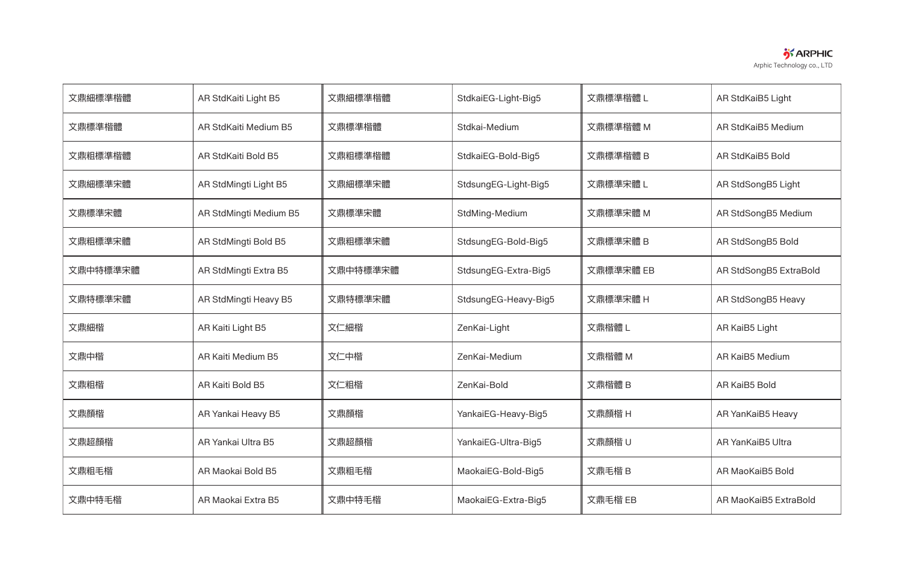| 文鼎細標準楷體 | AR StdKaiti Light B5 | 文鼎細標準楷體 | StdkaiEG-Light-Big5 | 文鼎標準楷體 L | AR StdKaiB5 Light |
|---|---|---|---|---|---|
| 文鼎標準楷體 | AR StdKaiti Medium B5 | 文鼎標準楷體 | Stdkai-Medium | 文鼎標準楷體 M | AR StdKaiB5 Medium |
| 文鼎粗標準楷體 | AR StdKaiti Bold B5 | 文鼎粗標準楷體 | StdkaiEG-Bold-Big5 | 文鼎標準楷體 B | AR StdKaiB5 Bold |
| 文鼎細標準宋體 | AR StdMingti Light B5 | 文鼎細標準宋體 | StdsungEG-Light-Big5 | 文鼎標準宋體 L | AR StdSongB5 Light |
| 文鼎標準宋體 | AR StdMingti Medium B5 | 文鼎標準宋體 | StdMing-Medium | 文鼎標準宋體 M | AR StdSongB5 Medium |
| 文鼎粗標準宋體 | AR StdMingti Bold B5 | 文鼎粗標準宋體 | StdsungEG-Bold-Big5 | 文鼎標準宋體 B | AR StdSongB5 Bold |
| 文鼎中特標準宋體 | AR StdMingti Extra B5 | 文鼎中特標準宋體 | StdsungEG-Extra-Big5 | 文鼎標準宋體 EB | AR StdSongB5 ExtraBold |
| 文鼎特標準宋體 | AR StdMingti Heavy B5 | 文鼎特標準宋體 | StdsungEG-Heavy-Big5 | 文鼎標準宋體 H | AR StdSongB5 Heavy |
| 文鼎細楷 | AR Kaiti Light B5 | 文仁細楷 | ZenKai-Light | 文鼎楷體 L | AR KaiB5 Light |
| 文鼎中楷 | AR Kaiti Medium B5 | 文仁中楷 | ZenKai-Medium | 文鼎楷體 M | AR KaiB5 Medium |
| 文鼎粗楷 | AR Kaiti Bold B5 | 文仁粗楷 | ZenKai-Bold | 文鼎楷體 B | AR KaiB5 Bold |
| 文鼎顏楷 | AR Yankai Heavy B5 | 文鼎顏楷 | YankaiEG-Heavy-Big5 | 文鼎顏楷 H | AR YanKaiB5 Heavy |
| 文鼎超顏楷 | AR Yankai Ultra B5 | 文鼎超顏楷 | YankaiEG-Ultra-Big5 | 文鼎顏楷 U | AR YanKaiB5 Ultra |
| 文鼎粗毛楷 | AR Maokai Bold B5 | 文鼎粗毛楷 | MaokaiEG-Bold-Big5 | 文鼎毛楷 B | AR MaoKaiB5 Bold |
| 文鼎中特毛楷 | AR Maokai Extra B5 | 文鼎中特毛楷 | MaokaiEG-Extra-Big5 | 文鼎毛楷 EB | AR MaoKaiB5 ExtraBold |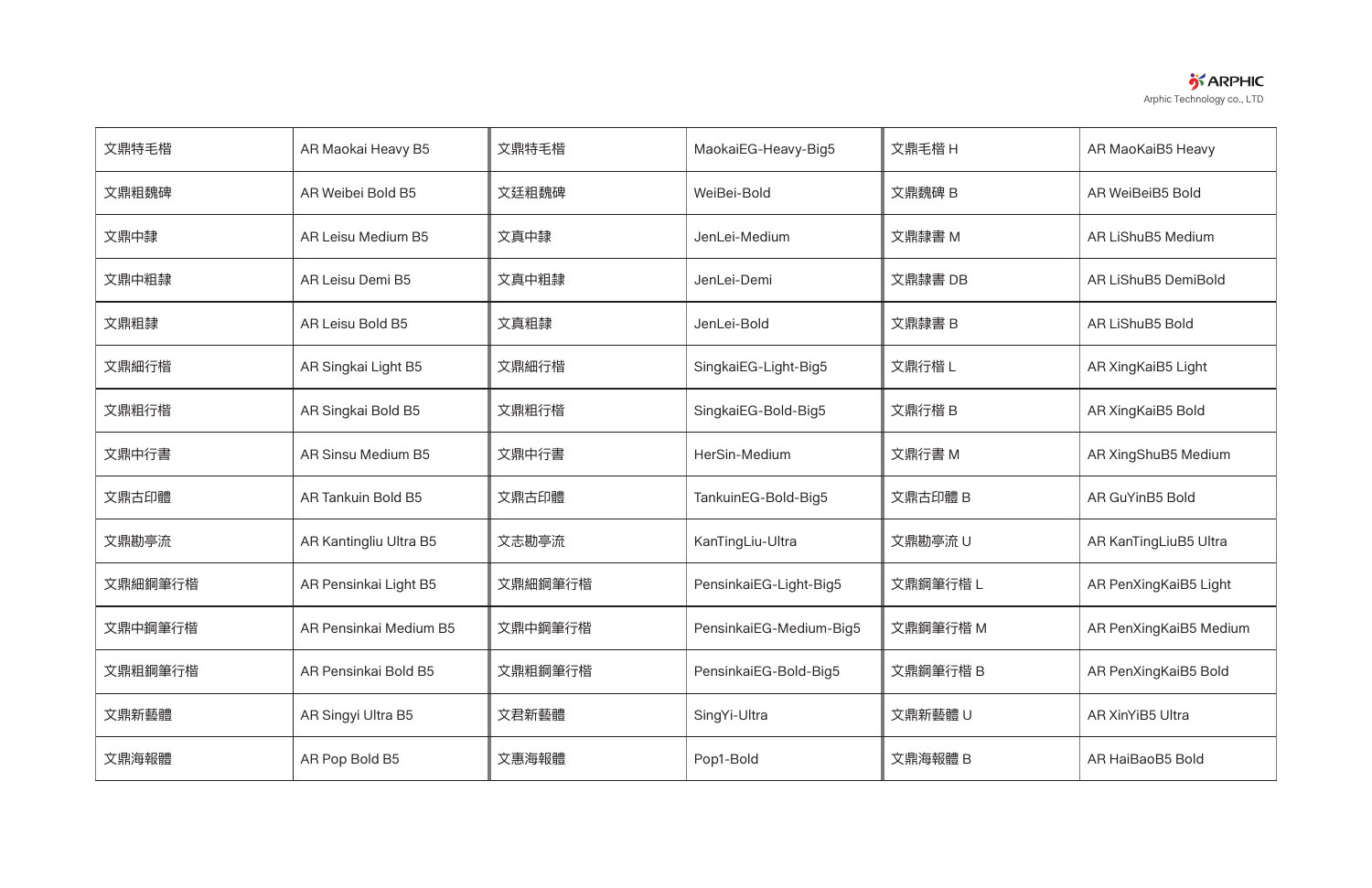| 文鼎特毛楷 | AR Maokai Heavy B5 | 文鼎特毛楷 | MaokaiEG-Heavy-Big5 | 文鼎毛楷 H | AR MaoKaiB5 Heavy |
|---|---|---|---|---|---|
| 文鼎粗魏碑 | AR Weibei Bold B5 | 文廷粗魏碑 | WeiBei-Bold | 文鼎魏碑 B | AR WeiBeiB5 Bold |
| 文鼎中隸 | AR Leisu Medium B5 | 文真中隸 | JenLei-Medium | 文鼎隸書 M | AR LiShuB5 Medium |
| 文鼎中粗隸 | AR Leisu Demi B5 | 文真中粗隸 | JenLei-Demi | 文鼎隸書 DB | AR LiShuB5 DemiBold |
| 文鼎粗隸 | AR Leisu Bold B5 | 文真粗隸 | JenLei-Bold | 文鼎隸書 B | AR LiShuB5 Bold |
| 文鼎細行楷 | AR Singkai Light B5 | 文鼎細行楷 | SingkaiEG-Light-Big5 | 文鼎行楷 L | AR XingKaiB5 Light |
| 文鼎粗行楷 | AR Singkai Bold B5 | 文鼎粗行楷 | SingkaiEG-Bold-Big5 | 文鼎行楷 B | AR XingKaiB5 Bold |
| 文鼎中行書 | AR Sinsu Medium B5 | 文鼎中行書 | HerSin-Medium | 文鼎行書 M | AR XingShuB5 Medium |
| 文鼎古印體 | AR Tankuin Bold B5 | 文鼎古印體 | TankuinEG-Bold-Big5 | 文鼎古印體 B | AR GuYinB5 Bold |
| 文鼎勘亭流 | AR Kantingliu Ultra B5 | 文志勘亭流 | KanTingLiu-Ultra | 文鼎勘亭流 U | AR KanTingLiuB5 Ultra |
| 文鼎細鋼筆行楷 | AR Pensinkai Light B5 | 文鼎細鋼筆行楷 | PensinkaiEG-Light-Big5 | 文鼎鋼筆行楷 L | AR PenXingKaiB5 Light |
| 文鼎中鋼筆行楷 | AR Pensinkai Medium B5 | 文鼎中鋼筆行楷 | PensinkaiEG-Medium-Big5 | 文鼎鋼筆行楷 M | AR PenXingKaiB5 Medium |
| 文鼎粗鋼筆行楷 | AR Pensinkai Bold B5 | 文鼎粗鋼筆行楷 | PensinkaiEG-Bold-Big5 | 文鼎鋼筆行楷 B | AR PenXingKaiB5 Bold |
| 文鼎新藝體 | AR Singyi Ultra B5 | 文君新藝體 | SingYi-Ultra | 文鼎新藝體 U | AR XinYiB5 Ultra |
| 文鼎海報體 | AR Pop Bold B5 | 文惠海報體 | Pop1-Bold | 文鼎海報體 B | AR HaiBaoB5 Bold |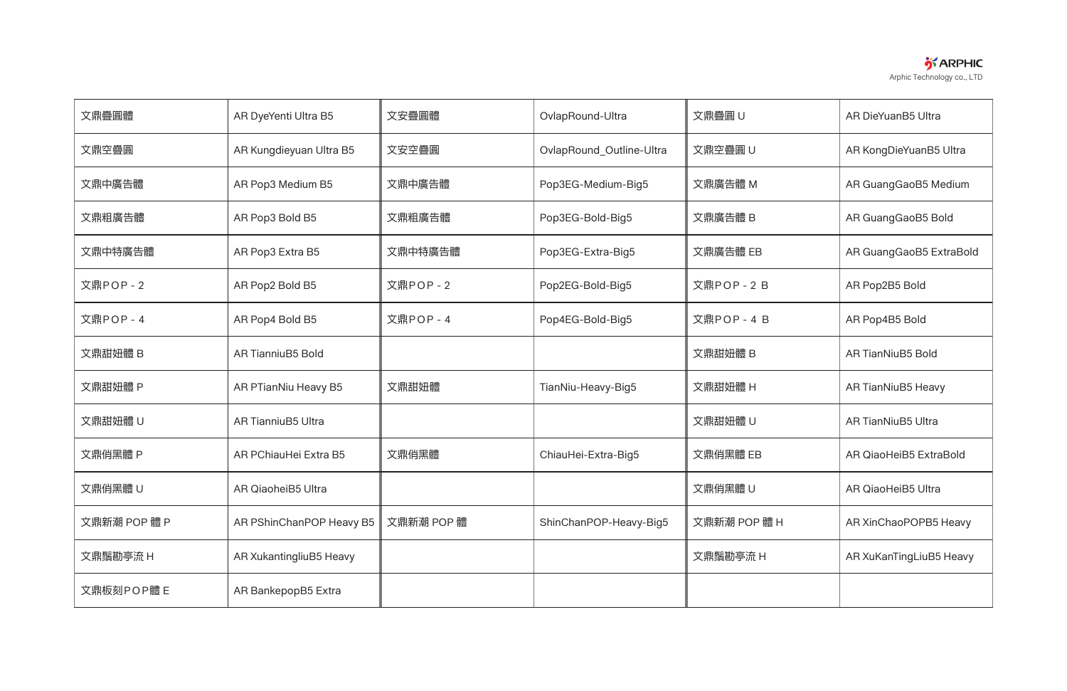| 文鼎疊圓體 | AR DyeYenti Ultra B5 | 文安疊圓體 | OvlapRound-Ultra | 文鼎疊圓 U | AR DieYuanB5 Ultra |
|---|---|---|---|---|---|
| 文鼎空疊圓 | AR Kungdieyuan Ultra B5 | 文安空疊圓 | OvlapRound_Outline-Ultra | 文鼎空疊圓 U | AR KongDieYuanB5 Ultra |
| 文鼎中廣告體 | AR Pop3 Medium B5 | 文鼎中廣告體 | Pop3EG-Medium-Big5 | 文鼎廣告體 M | AR GuangGaoB5 Medium |
| 文鼎粗廣告體 | AR Pop3 Bold B5 | 文鼎粗廣告體 | Pop3EG-Bold-Big5 | 文鼎廣告體 B | AR GuangGaoB5 Bold |
| 文鼎中特廣告體 | AR Pop3 Extra B5 | 文鼎中特廣告體 | Pop3EG-Extra-Big5 | 文鼎廣告體 EB | AR GuangGaoB5 ExtraBold |
| 文鼎ＰＯＰ－２ | AR Pop2 Bold B5 | 文鼎ＰＯＰ－２ | Pop2EG-Bold-Big5 | 文鼎ＰＯＰ－２ B | AR Pop2B5 Bold |
| 文鼎ＰＯＰ－４ | AR Pop4 Bold B5 | 文鼎ＰＯＰ－４ | Pop4EG-Bold-Big5 | 文鼎ＰＯＰ－４ B | AR Pop4B5 Bold |
| 文鼎甜妞體 B | AR TianniuB5 Bold | | | 文鼎甜妞體 B | AR TianNiuB5 Bold |
| 文鼎甜妞體 P | AR PTianNiu Heavy B5 | 文鼎甜妞體 | TianNiu-Heavy-Big5 | 文鼎甜妞體 H | AR TianNiuB5 Heavy |
| 文鼎甜妞體 U | AR TianniuB5 Ultra | | | 文鼎甜妞體 U | AR TianNiuB5 Ultra |
| 文鼎俏黑體 P | AR PChiauHei Extra B5 | 文鼎俏黑體 | ChiauHei-Extra-Big5 | 文鼎俏黑體 EB | AR QiaoHeiB5 ExtraBold |
| 文鼎俏黑體 U | AR QiaoheiB5 Ultra | | | 文鼎俏黑體 U | AR QiaoHeiB5 Ultra |
| 文鼎新潮 POP 體 P | AR PShinChanPOP Heavy B5 | 文鼎新潮 POP 體 | ShinChanPOP-Heavy-Big5 | 文鼎新潮 POP 體 H | AR XinChaoPOPB5 Heavy |
| 文鼎鬚勘亭流 H | AR XukantingliuB5 Heavy | | | 文鼎鬚勘亭流 H | AR XuKanTingLiuB5 Heavy |
| 文鼎板刻ＰＯＰ體 E | AR BankepopB5 Extra | | | | |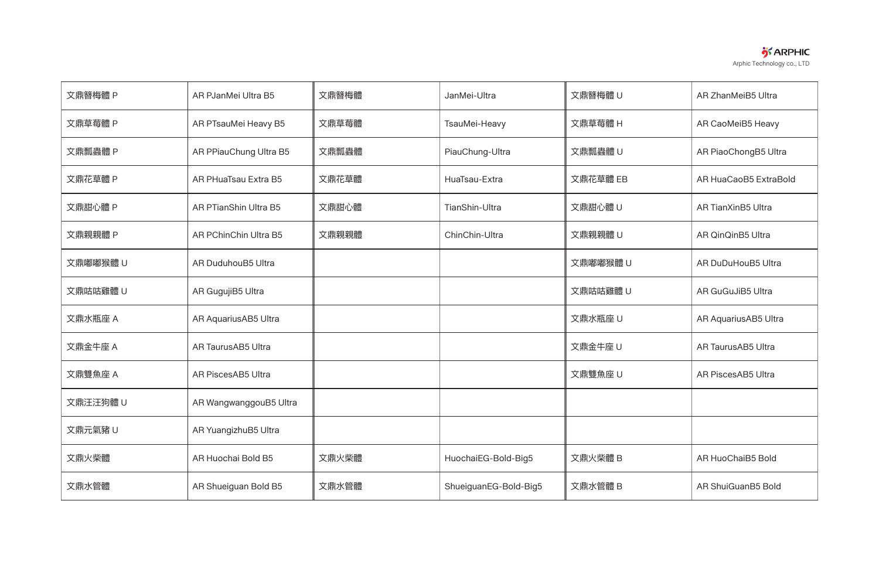| 文鼎簪梅體 P | AR PJanMei Ultra B5 | 文鼎簪梅體 | JanMei-Ultra | 文鼎簪梅體 U | AR ZhanMeiB5 Ultra |
|---|---|---|---|---|---|
| 文鼎草莓體 P | AR PTsauMei Heavy B5 | 文鼎草莓體 | TsauMei-Heavy | 文鼎草莓體 H | AR CaoMeiB5 Heavy |
| 文鼎瓢蟲體 P | AR PPiauChung Ultra B5 | 文鼎瓢蟲體 | PiauChung-Ultra | 文鼎瓢蟲體 U | AR PiaoChongB5 Ultra |
| 文鼎花草體 P | AR PHuaTsau Extra B5 | 文鼎花草體 | HuaTsau-Extra | 文鼎花草體 EB | AR HuaCaoB5 ExtraBold |
| 文鼎甜心體 P | AR PTianShin Ultra B5 | 文鼎甜心體 | TianShin-Ultra | 文鼎甜心體 U | AR TianXinB5 Ultra |
| 文鼎親親體 P | AR PChinChin Ultra B5 | 文鼎親親體 | ChinChin-Ultra | 文鼎親親體 U | AR QinQinB5 Ultra |
| 文鼎嘟嘟猴體 U | AR DuduhouB5 Ultra | | | 文鼎嘟嘟猴體 U | AR DuDuHouB5 Ultra |
| 文鼎咕咕雞體 U | AR GugujiB5 Ultra | | | 文鼎咕咕雞體 U | AR GuGuJiB5 Ultra |
| 文鼎水瓶座 A | AR AquariusAB5 Ultra | | | 文鼎水瓶座 U | AR AquariusAB5 Ultra |
| 文鼎金牛座 A | AR TaurusAB5 Ultra | | | 文鼎金牛座 U | AR TaurusAB5 Ultra |
| 文鼎雙魚座 A | AR PiscesAB5 Ultra | | | 文鼎雙魚座 U | AR PiscesAB5 Ultra |
| 文鼎汪汪狗體 U | AR WangwanggouB5 Ultra | | | | |
| 文鼎元氣豬 U | AR YuangizhuB5 Ultra | | | | |
| 文鼎火柴體 | AR Huochai Bold B5 | 文鼎火柴體 | HuochaiEG-Bold-Big5 | 文鼎火柴體 B | AR HuoChaiB5 Bold |
| 文鼎水管體 | AR Shueiguan Bold B5 | 文鼎水管體 | ShueiguanEG-Bold-Big5 | 文鼎水管體 B | AR ShuiGuanB5 Bold |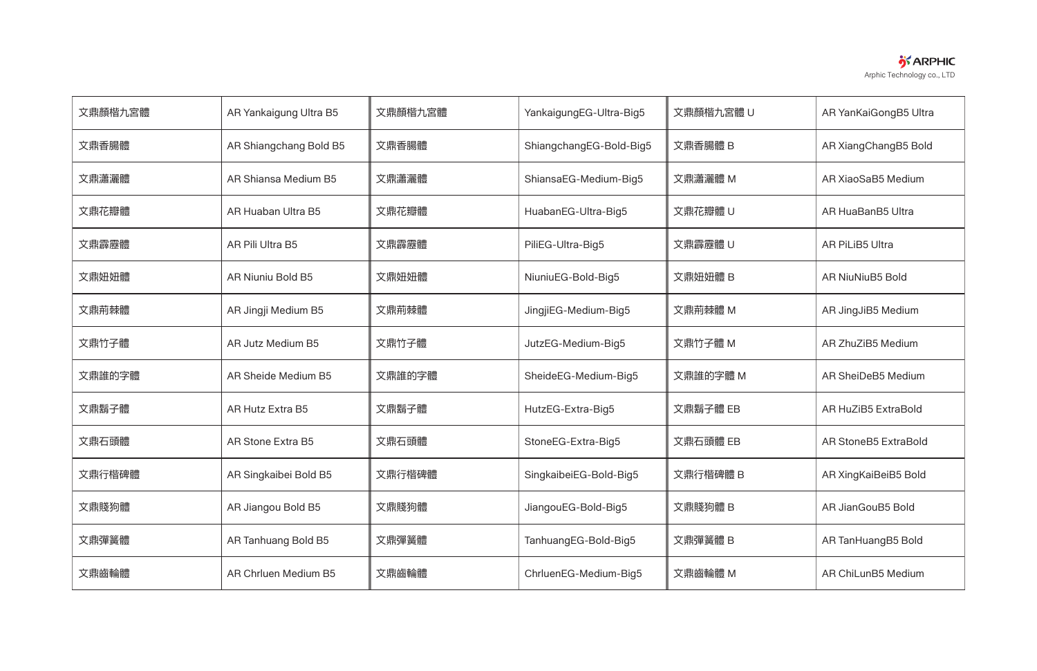| 文鼎顏楷九宮體 | AR Yankaigung Ultra B5 | 文鼎顏楷九宮體 | YankaigungEG-Ultra-Big5 | 文鼎顏楷九宮體 U | AR YanKaiGongB5 Ultra |
|---|---|---|---|---|---|
| 文鼎香腸體 | AR Shiangchang Bold B5 | 文鼎香腸體 | ShiangchangEG-Bold-Big5 | 文鼎香腸體 B | AR XiangChangB5 Bold |
| 文鼎瀟灑體 | AR Shiansa Medium B5 | 文鼎瀟灑體 | ShiansaEG-Medium-Big5 | 文鼎瀟灑體 M | AR XiaoSaB5 Medium |
| 文鼎花瓣體 | AR Huaban Ultra B5 | 文鼎花瓣體 | HuabanEG-Ultra-Big5 | 文鼎花瓣體 U | AR HuaBanB5 Ultra |
| 文鼎霹靂體 | AR Pili Ultra B5 | 文鼎霹靂體 | PiliEG-Ultra-Big5 | 文鼎霹靂體 U | AR PiLiB5 Ultra |
| 文鼎妞妞體 | AR Niuniu Bold B5 | 文鼎妞妞體 | NiuniuEG-Bold-Big5 | 文鼎妞妞體 B | AR NiuNiuB5 Bold |
| 文鼎荊棘體 | AR Jingji Medium B5 | 文鼎荊棘體 | JingjiEG-Medium-Big5 | 文鼎荊棘體 M | AR JingJiB5 Medium |
| 文鼎竹子體 | AR Jutz Medium B5 | 文鼎竹子體 | JutzEG-Medium-Big5 | 文鼎竹子體 M | AR ZhuZiB5 Medium |
| 文鼎誰的字體 | AR Sheide Medium B5 | 文鼎誰的字體 | SheideEG-Medium-Big5 | 文鼎誰的字體 M | AR SheiDeB5 Medium |
| 文鼎鬍子體 | AR Hutz Extra B5 | 文鼎鬍子體 | HutzEG-Extra-Big5 | 文鼎鬍子體 EB | AR HuZiB5 ExtraBold |
| 文鼎石頭體 | AR Stone Extra B5 | 文鼎石頭體 | StoneEG-Extra-Big5 | 文鼎石頭體 EB | AR StoneB5 ExtraBold |
| 文鼎行楷碑體 | AR Singkaibei Bold B5 | 文鼎行楷碑體 | SingkaibeiEG-Bold-Big5 | 文鼎行楷碑體 B | AR XingKaiBeiB5 Bold |
| 文鼎賤狗體 | AR Jiangou Bold B5 | 文鼎賤狗體 | JiangouEG-Bold-Big5 | 文鼎賤狗體 B | AR JianGouB5 Bold |
| 文鼎彈簧體 | AR Tanhuang Bold B5 | 文鼎彈簧體 | TanhuangEG-Bold-Big5 | 文鼎彈簧體 B | AR TanHuangB5 Bold |
| 文鼎齒輪體 | AR Chrluen Medium B5 | 文鼎齒輪體 | ChrluenEG-Medium-Big5 | 文鼎齒輪體 M | AR ChiLunB5 Medium |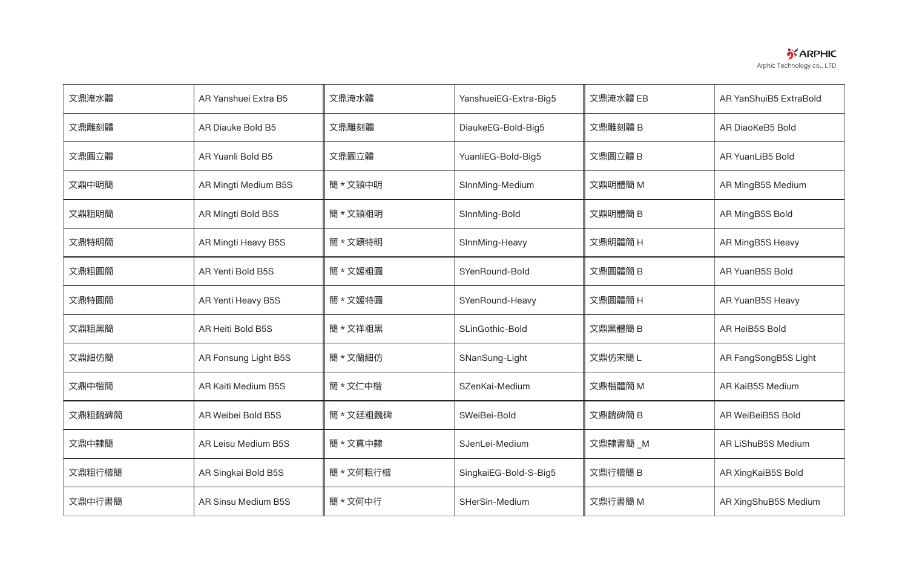| | | | | | |
|---|---|---|---|---|---|
| 文鼎淹水體 | AR Yanshuei Extra B5 | 文鼎淹水體 | YanshueiEG-Extra-Big5 | 文鼎淹水體 EB | AR YanShuiB5 ExtraBold |
| 文鼎雕刻體 | AR Diauke Bold B5 | 文鼎雕刻體 | DiaukeEG-Bold-Big5 | 文鼎雕刻體 B | AR DiaoKeB5 Bold |
| 文鼎圓立體 | AR Yuanli Bold B5 | 文鼎圓立體 | YuanliEG-Bold-Big5 | 文鼎圓立體 B | AR YuanLiB5 Bold |
| 文鼎中明簡 | AR Mingti Medium B5S | 簡 * 文穎中明 | SInnMing-Medium | 文鼎明體簡 M | AR MingB5S Medium |
| 文鼎粗明簡 | AR Mingti Bold B5S | 簡 * 文穎粗明 | SInnMing-Bold | 文鼎明體簡 B | AR MingB5S Bold |
| 文鼎特明簡 | AR Mingti Heavy B5S | 簡 * 文穎特明 | SInnMing-Heavy | 文鼎明體簡 H | AR MingB5S Heavy |
| 文鼎粗圓簡 | AR Yenti Bold B5S | 簡 * 文媛粗圓 | SYenRound-Bold | 文鼎圓體簡 B | AR YuanB5S Bold |
| 文鼎特圓簡 | AR Yenti Heavy B5S | 簡 * 文媛特圓 | SYenRound-Heavy | 文鼎圓體簡 H | AR YuanB5S Heavy |
| 文鼎粗黑簡 | AR Heiti Bold B5S | 簡 * 文祥粗黑 | SLinGothic-Bold | 文鼎黑體簡 B | AR HeiB5S Bold |
| 文鼎細仿簡 | AR Fonsung Light B5S | 簡 * 文蘭細仿 | SNanSung-Light | 文鼎仿宋簡 L | AR FangSongB5S Light |
| 文鼎中楷簡 | AR Kaiti Medium B5S | 簡 * 文仁中楷 | SZenKai-Medium | 文鼎楷體簡 M | AR KaiB5S Medium |
| 文鼎粗魏碑簡 | AR Weibei Bold B5S | 簡 * 文廷粗魏碑 | SWeiBei-Bold | 文鼎魏碑簡 B | AR WeiBeiB5S Bold |
| 文鼎中隸簡 | AR Leisu Medium B5S | 簡 * 文真中隸 | SJenLei-Medium | 文鼎隸書簡 _M | AR LiShuB5S Medium |
| 文鼎粗行楷簡 | AR Singkai Bold B5S | 簡 * 文何粗行楷 | SingkaiEG-Bold-S-Big5 | 文鼎行楷簡 B | AR XingKaiB5S Bold |
| 文鼎中行書簡 | AR Sinsu Medium B5S | 簡 * 文何中行 | SHerSin-Medium | 文鼎行書簡 M | AR XingShuB5S Medium |